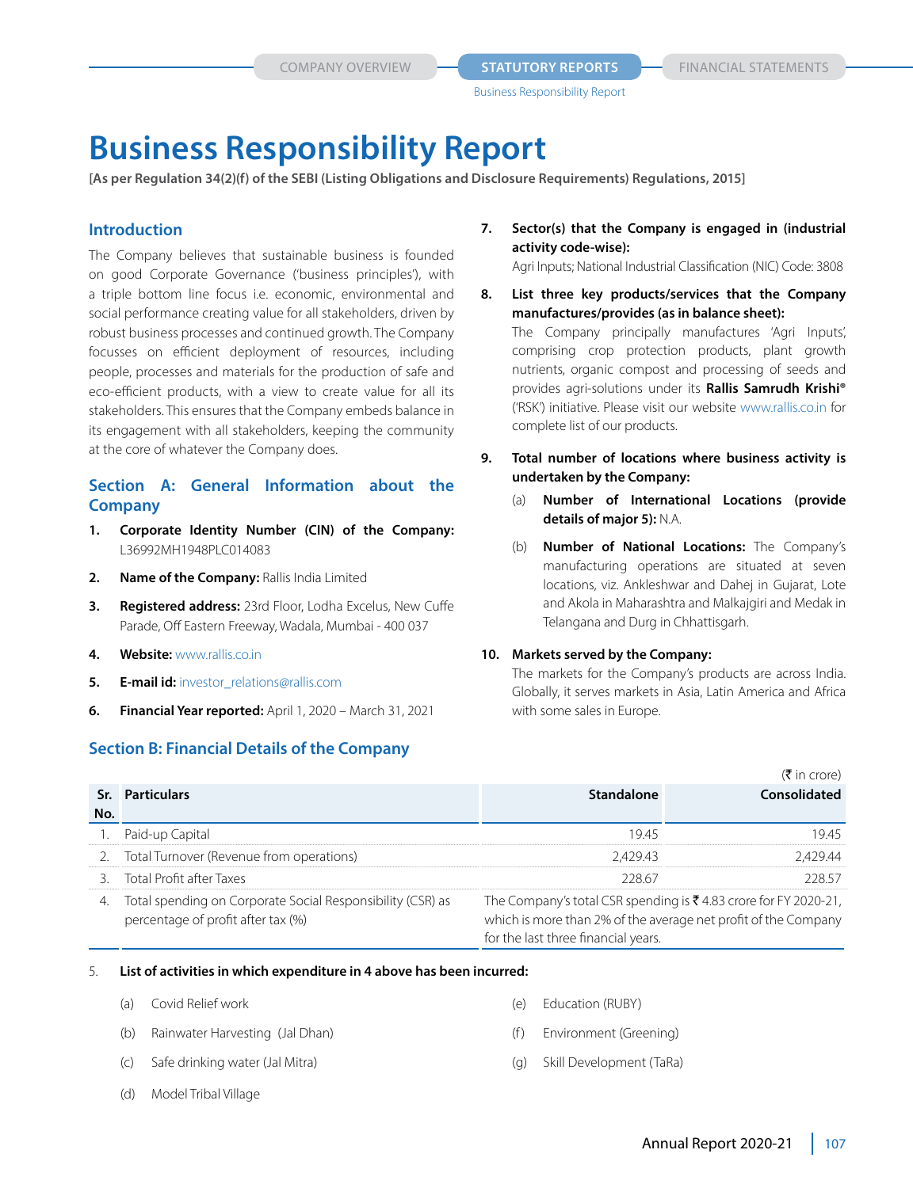# Business Responsibility Report

**[As per Regulation 34(2)(f) of the SEBI (Listing Obligations and Disclosure Requirements) Regulations, 2015]**

## Introduction

The Company believes that sustainable business is founded on good Corporate Governance ('business principles'), with a triple bottom line focus i.e. economic, environmental and social performance creating value for all stakeholders, driven by robust business processes and continued growth. The Company focusses on efficient deployment of resources, including people, processes and materials for the production of safe and eco-efficient products, with a view to create value for all its stakeholders. This ensures that the Company embeds balance in its engagement with all stakeholders, keeping the community at the core of whatever the Company does.

## Section A: General Information about the Company

1. **Corporate Identity Number (CIN) of the Company:** L36992MH1948PLC014083
2. **Name of the Company:** Rallis India Limited
3. **Registered address:** 23rd Floor, Lodha Excelus, New Cuffe Parade, Off Eastern Freeway, Wadala, Mumbai - 400 037
4. **Website:** www.rallis.co.in
5. **E-mail id:** investor_relations@rallis.com
6. **Financial Year reported:** April 1, 2020 – March 31, 2021
7. **Sector(s) that the Company is engaged in (industrial activity code-wise):**
   Agri Inputs; National Industrial Classification (NIC) Code: 3808
8. **List three key products/services that the Company manufactures/provides (as in balance sheet):**
   The Company principally manufactures 'Agri Inputs', comprising crop protection products, plant growth nutrients, organic compost and processing of seeds and provides agri-solutions under its **Rallis Samrudh Krishi®** ('RSK') initiative. Please visit our website www.rallis.co.in for complete list of our products.
9. **Total number of locations where business activity is undertaken by the Company:**
   (a) **Number of International Locations (provide details of major 5):** N.A.
   (b) **Number of National Locations:** The Company's manufacturing operations are situated at seven locations, viz. Ankleshwar and Dahej in Gujarat, Lote and Akola in Maharashtra and Malkajgiri and Medak in Telangana and Durg in Chhattisgarh.
10. **Markets served by the Company:**
    The markets for the Company's products are across India. Globally, it serves markets in Asia, Latin America and Africa with some sales in Europe.

## Section B: Financial Details of the Company

(₹ in crore)

| Sr. No. | Particulars | Standalone | Consolidated |
|---|---|---|---|
| 1. | Paid-up Capital | 19.45 | 19.45 |
| 2. | Total Turnover (Revenue from operations) | 2,429.43 | 2,429.44 |
| 3. | Total Profit after Taxes | 228.67 | 228.57 |
| 4. | Total spending on Corporate Social Responsibility (CSR) as percentage of profit after tax (%) | The Company's total CSR spending is ₹ 4.83 crore for FY 2020-21, which is more than 2% of the average net profit of the Company for the last three financial years. | |

5. **List of activities in which expenditure in 4 above has been incurred:**
   (a) Covid Relief work
   (b) Rainwater Harvesting (Jal Dhan)
   (c) Safe drinking water (Jal Mitra)
   (d) Model Tribal Village
   (e) Education (RUBY)
   (f) Environment (Greening)
   (g) Skill Development (TaRa)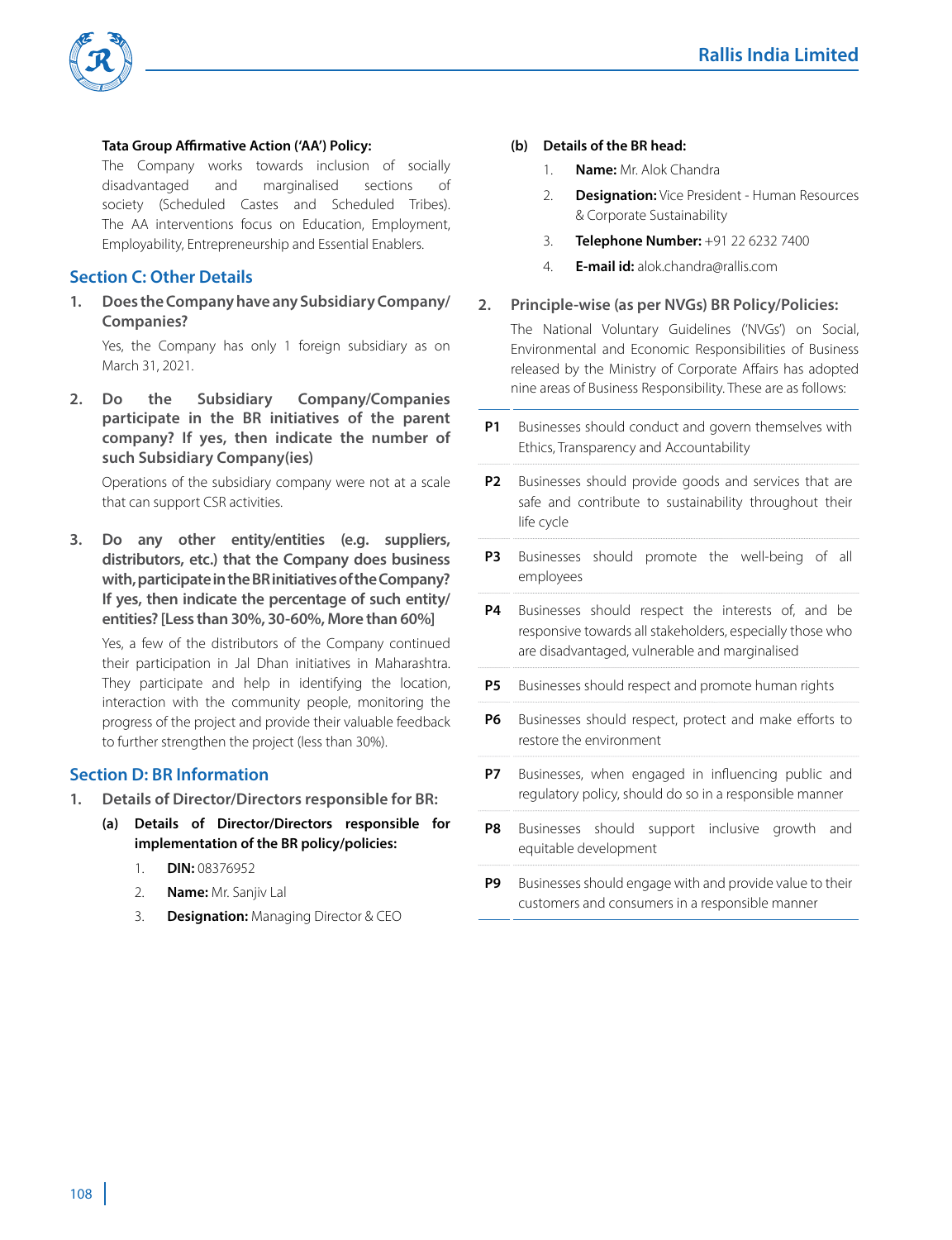**Tata Group Affirmative Action ('AA') Policy:**

The Company works towards inclusion of socially disadvantaged and marginalised sections of society (Scheduled Castes and Scheduled Tribes). The AA interventions focus on Education, Employment, Employability, Entrepreneurship and Essential Enablers.

## Section C: Other Details

1. **Does the Company have any Subsidiary Company/ Companies?**

   Yes, the Company has only 1 foreign subsidiary as on March 31, 2021.

2. **Do the Subsidiary Company/Companies participate in the BR initiatives of the parent company? If yes, then indicate the number of such Subsidiary Company(ies)**

   Operations of the subsidiary company were not at a scale that can support CSR activities.

3. **Do any other entity/entities (e.g. suppliers, distributors, etc.) that the Company does business with, participate in the BR initiatives of the Company? If yes, then indicate the percentage of such entity/ entities? [Less than 30%, 30-60%, More than 60%]**

   Yes, a few of the distributors of the Company continued their participation in Jal Dhan initiatives in Maharashtra. They participate and help in identifying the location, interaction with the community people, monitoring the progress of the project and provide their valuable feedback to further strengthen the project (less than 30%).

## Section D: BR Information

1. **Details of Director/Directors responsible for BR:**

   **(a) Details of Director/Directors responsible for implementation of the BR policy/policies:**

   1. **DIN:** 08376952
   2. **Name:** Mr. Sanjiv Lal
   3. **Designation:** Managing Director & CEO

   **(b) Details of the BR head:**

   1. **Name:** Mr. Alok Chandra
   2. **Designation:** Vice President - Human Resources & Corporate Sustainability
   3. **Telephone Number:** +91 22 6232 7400
   4. **E-mail id:** alok.chandra@rallis.com

2. **Principle-wise (as per NVGs) BR Policy/Policies:**

   The National Voluntary Guidelines ('NVGs') on Social, Environmental and Economic Responsibilities of Business released by the Ministry of Corporate Affairs has adopted nine areas of Business Responsibility. These are as follows:

| | |
|---|---|
| **P1** | Businesses should conduct and govern themselves with Ethics, Transparency and Accountability |
| **P2** | Businesses should provide goods and services that are safe and contribute to sustainability throughout their life cycle |
| **P3** | Businesses should promote the well-being of all employees |
| **P4** | Businesses should respect the interests of, and be responsive towards all stakeholders, especially those who are disadvantaged, vulnerable and marginalised |
| **P5** | Businesses should respect and promote human rights |
| **P6** | Businesses should respect, protect and make efforts to restore the environment |
| **P7** | Businesses, when engaged in influencing public and regulatory policy, should do so in a responsible manner |
| **P8** | Businesses should support inclusive growth and equitable development |
| **P9** | Businesses should engage with and provide value to their customers and consumers in a responsible manner |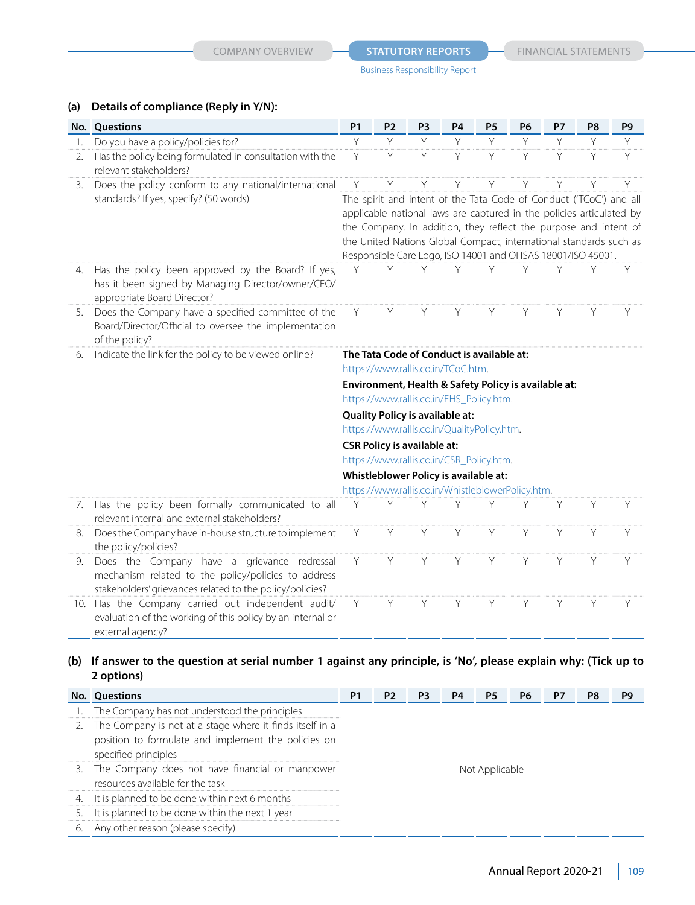### (a) Details of compliance (Reply in Y/N):

| No. | Questions | P1 | P2 | P3 | P4 | P5 | P6 | P7 | P8 | P9 |
|---|---|---|---|---|---|---|---|---|---|---|
| 1. | Do you have a policy/policies for? | Y | Y | Y | Y | Y | Y | Y | Y | Y |
| 2. | Has the policy being formulated in consultation with the relevant stakeholders? | Y | Y | Y | Y | Y | Y | Y | Y | Y |
| 3. | Does the policy conform to any national/international standards? If yes, specify? (50 words) | Y | Y | Y | Y | Y | Y | Y | Y | Y |
| | | The spirit and intent of the Tata Code of Conduct ('TCoC') and all applicable national laws are captured in the policies articulated by the Company. In addition, they reflect the purpose and intent of the United Nations Global Compact, international standards such as Responsible Care Logo, ISO 14001 and OHSAS 18001/ISO 45001. | | | | | | | | |
| 4. | Has the policy been approved by the Board? If yes, has it been signed by Managing Director/owner/CEO/ appropriate Board Director? | Y | Y | Y | Y | Y | Y | Y | Y | Y |
| 5. | Does the Company have a specified committee of the Board/Director/Official to oversee the implementation of the policy? | Y | Y | Y | Y | Y | Y | Y | Y | Y |
| 6. | Indicate the link for the policy to be viewed online? | **The Tata Code of Conduct is available at:** https://www.rallis.co.in/TCoC.htm. **Environment, Health & Safety Policy is available at:** https://www.rallis.co.in/EHS_Policy.htm. **Quality Policy is available at:** https://www.rallis.co.in/QualityPolicy.htm. **CSR Policy is available at:** https://www.rallis.co.in/CSR_Policy.htm. **Whistleblower Policy is available at:** https://www.rallis.co.in/WhistleblowerPolicy.htm. | | | | | | | | |
| 7. | Has the policy been formally communicated to all relevant internal and external stakeholders? | Y | Y | Y | Y | Y | Y | Y | Y | Y |
| 8. | Does the Company have in-house structure to implement the policy/policies? | Y | Y | Y | Y | Y | Y | Y | Y | Y |
| 9. | Does the Company have a grievance redressal mechanism related to the policy/policies to address stakeholders' grievances related to the policy/policies? | Y | Y | Y | Y | Y | Y | Y | Y | Y |
| 10. | Has the Company carried out independent audit/ evaluation of the working of this policy by an internal or external agency? | Y | Y | Y | Y | Y | Y | Y | Y | Y |

### (b) If answer to the question at serial number 1 against any principle, is 'No', please explain why: (Tick up to 2 options)

| No. | Questions | P1 | P2 | P3 | P4 | P5 | P6 | P7 | P8 | P9 |
|---|---|---|---|---|---|---|---|---|---|---|
| 1. | The Company has not understood the principles | Not Applicable | | | | | | | | |
| 2. | The Company is not at a stage where it finds itself in a position to formulate and implement the policies on specified principles | | | | | | | | | |
| 3. | The Company does not have financial or manpower resources available for the task | | | | | | | | | |
| 4. | It is planned to be done within next 6 months | | | | | | | | | |
| 5. | It is planned to be done within the next 1 year | | | | | | | | | |
| 6. | Any other reason (please specify) | | | | | | | | | |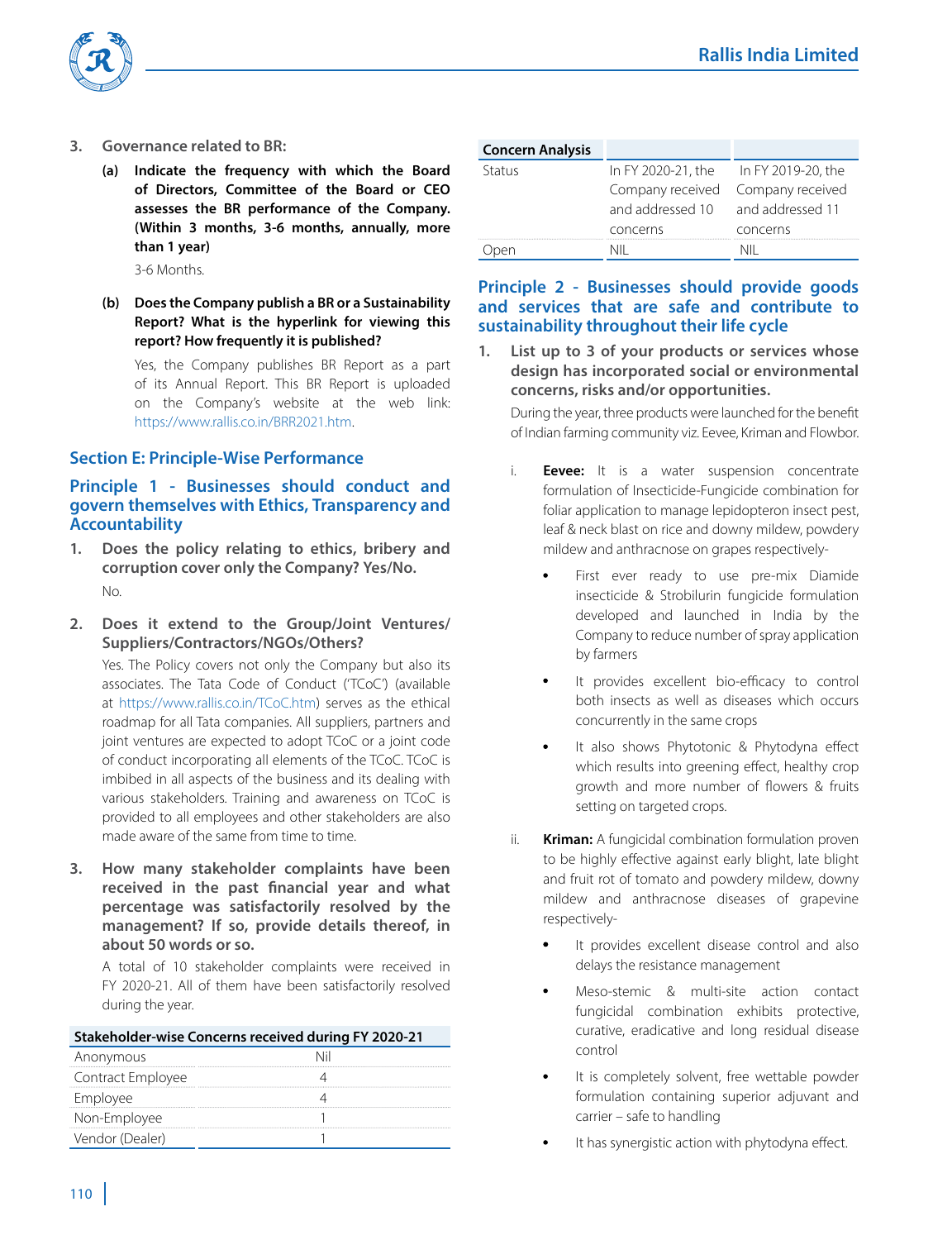3. **Governance related to BR:**

   (a) **Indicate the frequency with which the Board of Directors, Committee of the Board or CEO assesses the BR performance of the Company. (Within 3 months, 3-6 months, annually, more than 1 year)**

   3-6 Months.

   (b) **Does the Company publish a BR or a Sustainability Report? What is the hyperlink for viewing this report? How frequently it is published?**

   Yes, the Company publishes BR Report as a part of its Annual Report. This BR Report is uploaded on the Company's website at the web link: https://www.rallis.co.in/BRR2021.htm.

## Section E: Principle-Wise Performance

### Principle 1 - Businesses should conduct and govern themselves with Ethics, Transparency and Accountability

1. **Does the policy relating to ethics, bribery and corruption cover only the Company? Yes/No.**

   No.

2. **Does it extend to the Group/Joint Ventures/ Suppliers/Contractors/NGOs/Others?**

   Yes. The Policy covers not only the Company but also its associates. The Tata Code of Conduct ('TCoC') (available at https://www.rallis.co.in/TCoC.htm) serves as the ethical roadmap for all Tata companies. All suppliers, partners and joint ventures are expected to adopt TCoC or a joint code of conduct incorporating all elements of the TCoC. TCoC is imbibed in all aspects of the business and its dealing with various stakeholders. Training and awareness on TCoC is provided to all employees and other stakeholders are also made aware of the same from time to time.

3. **How many stakeholder complaints have been received in the past financial year and what percentage was satisfactorily resolved by the management? If so, provide details thereof, in about 50 words or so.**

   A total of 10 stakeholder complaints were received in FY 2020-21. All of them have been satisfactorily resolved during the year.

| Stakeholder-wise Concerns received during FY 2020-21 | |
|---|---|
| Anonymous | Nil |
| Contract Employee | 4 |
| Employee | 4 |
| Non-Employee | 1 |
| Vendor (Dealer) | 1 |

| Concern Analysis | | |
|---|---|---|
| Status | In FY 2020-21, the Company received and addressed 10 concerns | In FY 2019-20, the Company received and addressed 11 concerns |
| Open | NIL | NIL |

### Principle 2 - Businesses should provide goods and services that are safe and contribute to sustainability throughout their life cycle

1. **List up to 3 of your products or services whose design has incorporated social or environmental concerns, risks and/or opportunities.**

   During the year, three products were launched for the benefit of Indian farming community viz. Eevee, Kriman and Flowbor.

   i. **Eevee:** It is a water suspension concentrate formulation of Insecticide-Fungicide combination for foliar application to manage lepidopteron insect pest, leaf & neck blast on rice and downy mildew, powdery mildew and anthracnose on grapes respectively-

   - First ever ready to use pre-mix Diamide insecticide & Strobilurin fungicide formulation developed and launched in India by the Company to reduce number of spray application by farmers
   - It provides excellent bio-efficacy to control both insects as well as diseases which occurs concurrently in the same crops
   - It also shows Phytotonic & Phytodyna effect which results into greening effect, healthy crop growth and more number of flowers & fruits setting on targeted crops.

   ii. **Kriman:** A fungicidal combination formulation proven to be highly effective against early blight, late blight and fruit rot of tomato and powdery mildew, downy mildew and anthracnose diseases of grapevine respectively-

   - It provides excellent disease control and also delays the resistance management
   - Meso-stemic & multi-site action contact fungicidal combination exhibits protective, curative, eradicative and long residual disease control
   - It is completely solvent, free wettable powder formulation containing superior adjuvant and carrier – safe to handling
   - It has synergistic action with phytodyna effect.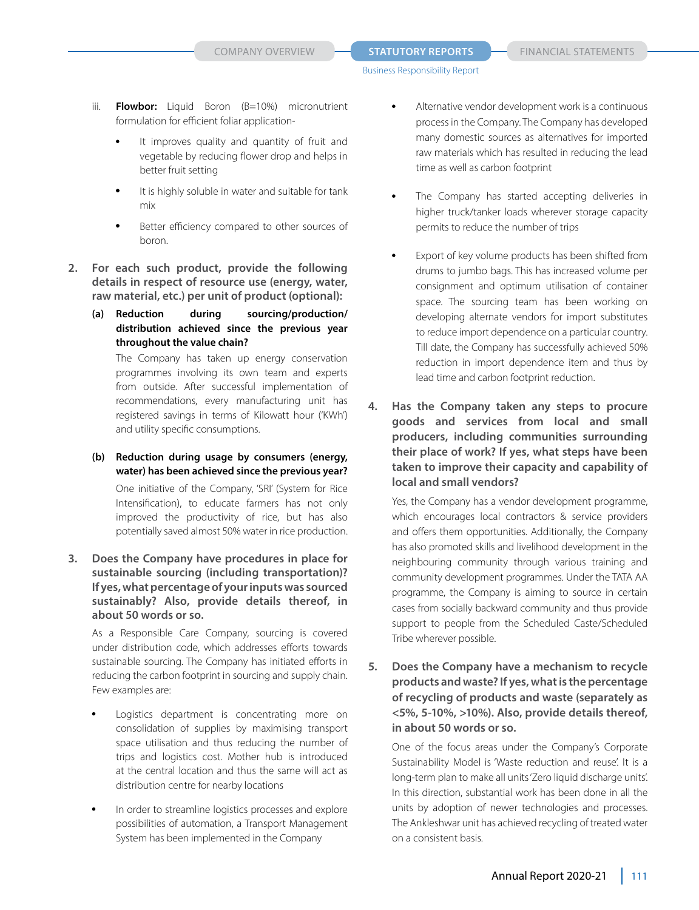iii. **Flowbor:** Liquid Boron (B=10%) micronutrient formulation for efficient foliar application-

- It improves quality and quantity of fruit and vegetable by reducing flower drop and helps in better fruit setting
- It is highly soluble in water and suitable for tank mix
- Better efficiency compared to other sources of boron.

**2. For each such product, provide the following details in respect of resource use (energy, water, raw material, etc.) per unit of product (optional):**

**(a) Reduction during sourcing/production/ distribution achieved since the previous year throughout the value chain?**

The Company has taken up energy conservation programmes involving its own team and experts from outside. After successful implementation of recommendations, every manufacturing unit has registered savings in terms of Kilowatt hour ('KWh') and utility specific consumptions.

**(b) Reduction during usage by consumers (energy, water) has been achieved since the previous year?**

One initiative of the Company, 'SRI' (System for Rice Intensification), to educate farmers has not only improved the productivity of rice, but has also potentially saved almost 50% water in rice production.

**3. Does the Company have procedures in place for sustainable sourcing (including transportation)? If yes, what percentage of your inputs was sourced sustainably? Also, provide details thereof, in about 50 words or so.**

As a Responsible Care Company, sourcing is covered under distribution code, which addresses efforts towards sustainable sourcing. The Company has initiated efforts in reducing the carbon footprint in sourcing and supply chain. Few examples are:

- Logistics department is concentrating more on consolidation of supplies by maximising transport space utilisation and thus reducing the number of trips and logistics cost. Mother hub is introduced at the central location and thus the same will act as distribution centre for nearby locations
- In order to streamline logistics processes and explore possibilities of automation, a Transport Management System has been implemented in the Company
- Alternative vendor development work is a continuous process in the Company. The Company has developed many domestic sources as alternatives for imported raw materials which has resulted in reducing the lead time as well as carbon footprint
- The Company has started accepting deliveries in higher truck/tanker loads wherever storage capacity permits to reduce the number of trips
- Export of key volume products has been shifted from drums to jumbo bags. This has increased volume per consignment and optimum utilisation of container space. The sourcing team has been working on developing alternate vendors for import substitutes to reduce import dependence on a particular country. Till date, the Company has successfully achieved 50% reduction in import dependence item and thus by lead time and carbon footprint reduction.

**4. Has the Company taken any steps to procure goods and services from local and small producers, including communities surrounding their place of work? If yes, what steps have been taken to improve their capacity and capability of local and small vendors?**

Yes, the Company has a vendor development programme, which encourages local contractors & service providers and offers them opportunities. Additionally, the Company has also promoted skills and livelihood development in the neighbouring community through various training and community development programmes. Under the TATA AA programme, the Company is aiming to source in certain cases from socially backward community and thus provide support to people from the Scheduled Caste/Scheduled Tribe wherever possible.

**5. Does the Company have a mechanism to recycle products and waste? If yes, what is the percentage of recycling of products and waste (separately as <5%, 5-10%, >10%). Also, provide details thereof, in about 50 words or so.**

One of the focus areas under the Company's Corporate Sustainability Model is 'Waste reduction and reuse'. It is a long-term plan to make all units 'Zero liquid discharge units'. In this direction, substantial work has been done in all the units by adoption of newer technologies and processes. The Ankleshwar unit has achieved recycling of treated water on a consistent basis.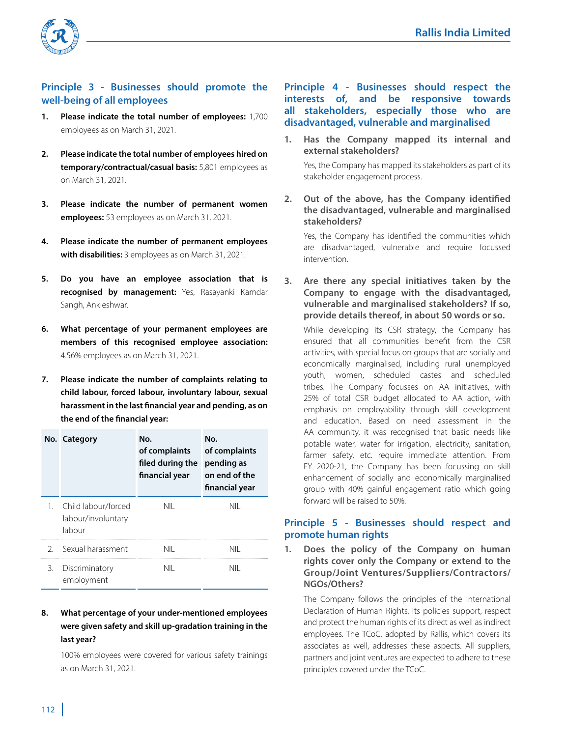## Principle 3 - Businesses should promote the well-being of all employees

1. **Please indicate the total number of employees:** 1,700 employees as on March 31, 2021.

2. **Please indicate the total number of employees hired on temporary/contractual/casual basis:** 5,801 employees as on March 31, 2021.

3. **Please indicate the number of permanent women employees:** 53 employees as on March 31, 2021.

4. **Please indicate the number of permanent employees with disabilities:** 3 employees as on March 31, 2021.

5. **Do you have an employee association that is recognised by management:** Yes, Rasayanki Kamdar Sangh, Ankleshwar.

6. **What percentage of your permanent employees are members of this recognised employee association:** 4.56% employees as on March 31, 2021.

7. **Please indicate the number of complaints relating to child labour, forced labour, involuntary labour, sexual harassment in the last financial year and pending, as on the end of the financial year:**

| No. | Category | No. of complaints filed during the financial year | No. of complaints pending as on end of the financial year |
|---|---|---|---|
| 1. | Child labour/forced labour/involuntary labour | NIL | NIL |
| 2. | Sexual harassment | NIL | NIL |
| 3. | Discriminatory employment | NIL | NIL |

8. **What percentage of your under-mentioned employees were given safety and skill up-gradation training in the last year?**

   100% employees were covered for various safety trainings as on March 31, 2021.

## Principle 4 - Businesses should respect the interests of, and be responsive towards all stakeholders, especially those who are disadvantaged, vulnerable and marginalised

1. **Has the Company mapped its internal and external stakeholders?**

   Yes, the Company has mapped its stakeholders as part of its stakeholder engagement process.

2. **Out of the above, has the Company identified the disadvantaged, vulnerable and marginalised stakeholders?**

   Yes, the Company has identified the communities which are disadvantaged, vulnerable and require focussed intervention.

3. **Are there any special initiatives taken by the Company to engage with the disadvantaged, vulnerable and marginalised stakeholders? If so, provide details thereof, in about 50 words or so.**

   While developing its CSR strategy, the Company has ensured that all communities benefit from the CSR activities, with special focus on groups that are socially and economically marginalised, including rural unemployed youth, women, scheduled castes and scheduled tribes. The Company focusses on AA initiatives, with 25% of total CSR budget allocated to AA action, with emphasis on employability through skill development and education. Based on need assessment in the AA community, it was recognised that basic needs like potable water, water for irrigation, electricity, sanitation, farmer safety, etc. require immediate attention. From FY 2020-21, the Company has been focussing on skill enhancement of socially and economically marginalised group with 40% gainful engagement ratio which going forward will be raised to 50%.

## Principle 5 - Businesses should respect and promote human rights

1. **Does the policy of the Company on human rights cover only the Company or extend to the Group/Joint Ventures/Suppliers/Contractors/NGOs/Others?**

   The Company follows the principles of the International Declaration of Human Rights. Its policies support, respect and protect the human rights of its direct as well as indirect employees. The TCoC, adopted by Rallis, which covers its associates as well, addresses these aspects. All suppliers, partners and joint ventures are expected to adhere to these principles covered under the TCoC.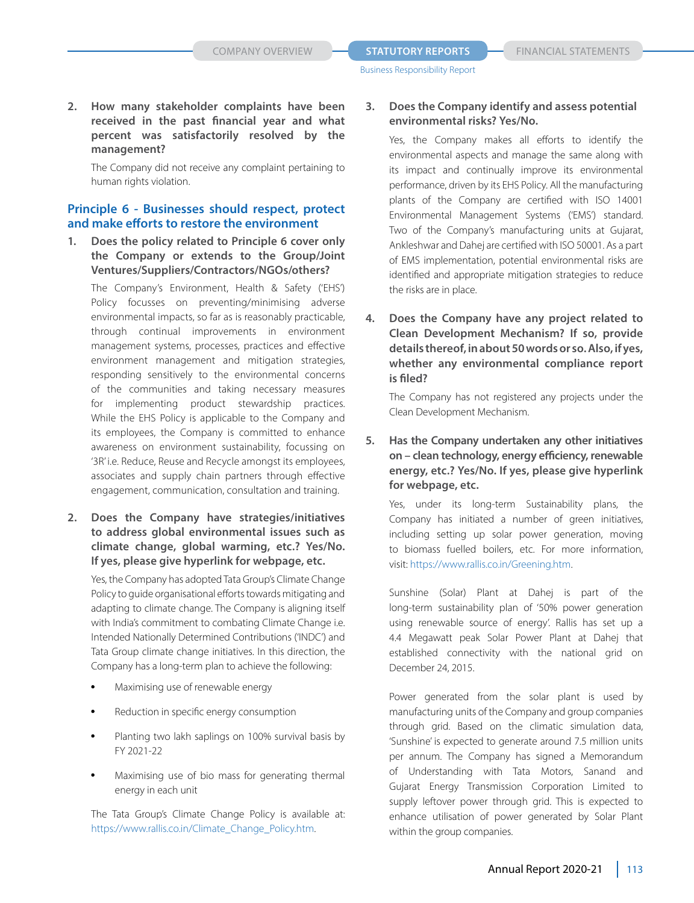**2. How many stakeholder complaints have been received in the past financial year and what percent was satisfactorily resolved by the management?**

The Company did not receive any complaint pertaining to human rights violation.

## Principle 6 - Businesses should respect, protect and make efforts to restore the environment

**1. Does the policy related to Principle 6 cover only the Company or extends to the Group/Joint Ventures/Suppliers/Contractors/NGOs/others?**

The Company's Environment, Health & Safety ('EHS') Policy focusses on preventing/minimising adverse environmental impacts, so far as is reasonably practicable, through continual improvements in environment management systems, processes, practices and effective environment management and mitigation strategies, responding sensitively to the environmental concerns of the communities and taking necessary measures for implementing product stewardship practices. While the EHS Policy is applicable to the Company and its employees, the Company is committed to enhance awareness on environment sustainability, focussing on '3R' i.e. Reduce, Reuse and Recycle amongst its employees, associates and supply chain partners through effective engagement, communication, consultation and training.

**2. Does the Company have strategies/initiatives to address global environmental issues such as climate change, global warming, etc.? Yes/No. If yes, please give hyperlink for webpage, etc.**

Yes, the Company has adopted Tata Group's Climate Change Policy to guide organisational efforts towards mitigating and adapting to climate change. The Company is aligning itself with India's commitment to combating Climate Change i.e. Intended Nationally Determined Contributions ('INDC') and Tata Group climate change initiatives. In this direction, the Company has a long-term plan to achieve the following:

- Maximising use of renewable energy
- Reduction in specific energy consumption
- Planting two lakh saplings on 100% survival basis by FY 2021-22
- Maximising use of bio mass for generating thermal energy in each unit

The Tata Group's Climate Change Policy is available at: https://www.rallis.co.in/Climate_Change_Policy.htm.

**3. Does the Company identify and assess potential environmental risks? Yes/No.**

Yes, the Company makes all efforts to identify the environmental aspects and manage the same along with its impact and continually improve its environmental performance, driven by its EHS Policy. All the manufacturing plants of the Company are certified with ISO 14001 Environmental Management Systems ('EMS') standard. Two of the Company's manufacturing units at Gujarat, Ankleshwar and Dahej are certified with ISO 50001. As a part of EMS implementation, potential environmental risks are identified and appropriate mitigation strategies to reduce the risks are in place.

**4. Does the Company have any project related to Clean Development Mechanism? If so, provide details thereof, in about 50 words or so. Also, if yes, whether any environmental compliance report is filed?**

The Company has not registered any projects under the Clean Development Mechanism.

**5. Has the Company undertaken any other initiatives on – clean technology, energy efficiency, renewable energy, etc.? Yes/No. If yes, please give hyperlink for webpage, etc.**

Yes, under its long-term Sustainability plans, the Company has initiated a number of green initiatives, including setting up solar power generation, moving to biomass fuelled boilers, etc. For more information, visit: https://www.rallis.co.in/Greening.htm.

Sunshine (Solar) Plant at Dahej is part of the long-term sustainability plan of '50% power generation using renewable source of energy'. Rallis has set up a 4.4 Megawatt peak Solar Power Plant at Dahej that established connectivity with the national grid on December 24, 2015.

Power generated from the solar plant is used by manufacturing units of the Company and group companies through grid. Based on the climatic simulation data, 'Sunshine' is expected to generate around 7.5 million units per annum. The Company has signed a Memorandum of Understanding with Tata Motors, Sanand and Gujarat Energy Transmission Corporation Limited to supply leftover power through grid. This is expected to enhance utilisation of power generated by Solar Plant within the group companies.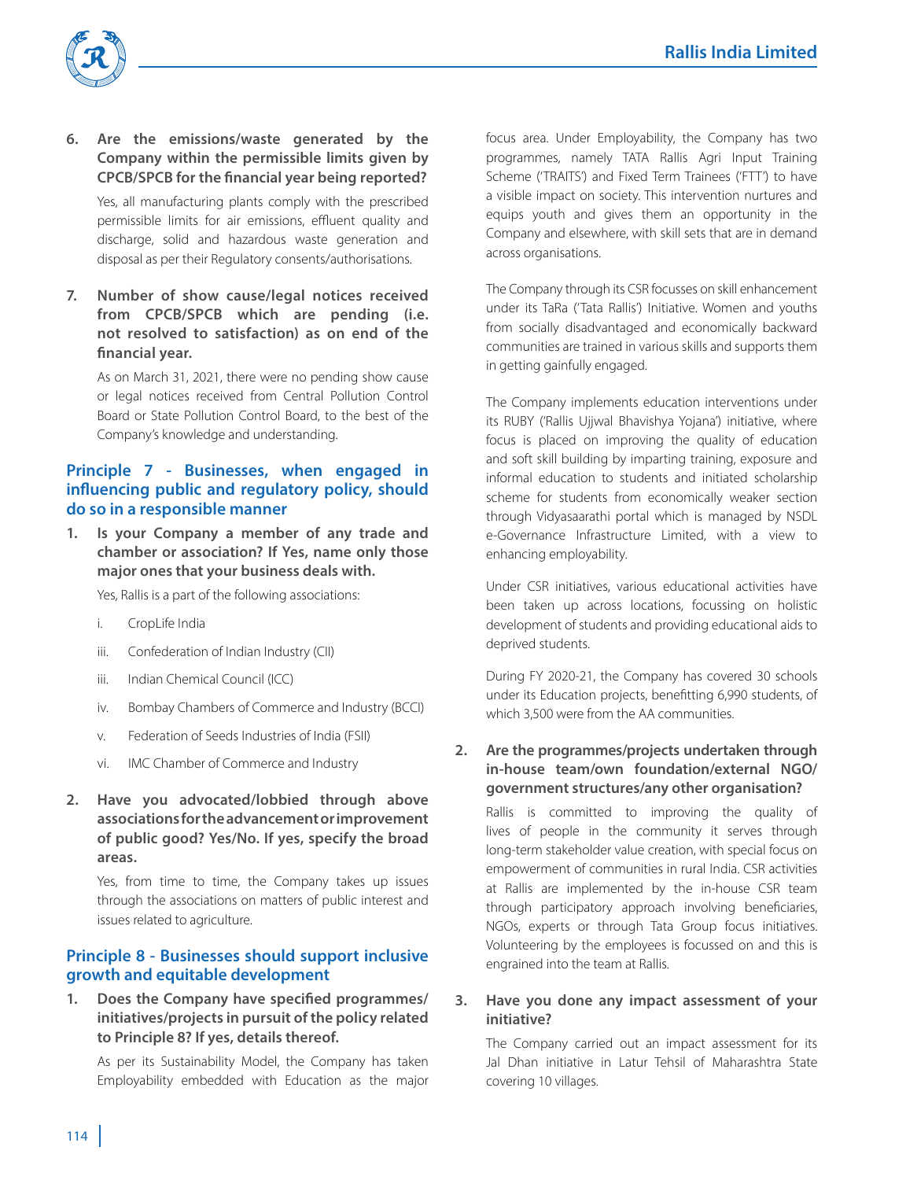6. **Are the emissions/waste generated by the Company within the permissible limits given by CPCB/SPCB for the financial year being reported?**

   Yes, all manufacturing plants comply with the prescribed permissible limits for air emissions, effluent quality and discharge, solid and hazardous waste generation and disposal as per their Regulatory consents/authorisations.

7. **Number of show cause/legal notices received from CPCB/SPCB which are pending (i.e. not resolved to satisfaction) as on end of the financial year.**

   As on March 31, 2021, there were no pending show cause or legal notices received from Central Pollution Control Board or State Pollution Control Board, to the best of the Company's knowledge and understanding.

## Principle 7 - Businesses, when engaged in influencing public and regulatory policy, should do so in a responsible manner

1. **Is your Company a member of any trade and chamber or association? If Yes, name only those major ones that your business deals with.**

   Yes, Rallis is a part of the following associations:

   i. CropLife India

   iii. Confederation of Indian Industry (CII)

   iii. Indian Chemical Council (ICC)

   iv. Bombay Chambers of Commerce and Industry (BCCI)

   v. Federation of Seeds Industries of India (FSII)

   vi. IMC Chamber of Commerce and Industry

2. **Have you advocated/lobbied through above associations for the advancement or improvement of public good? Yes/No. If yes, specify the broad areas.**

   Yes, from time to time, the Company takes up issues through the associations on matters of public interest and issues related to agriculture.

## Principle 8 - Businesses should support inclusive growth and equitable development

1. **Does the Company have specified programmes/ initiatives/projects in pursuit of the policy related to Principle 8? If yes, details thereof.**

   As per its Sustainability Model, the Company has taken Employability embedded with Education as the major focus area. Under Employability, the Company has two programmes, namely TATA Rallis Agri Input Training Scheme ('TRAITS') and Fixed Term Trainees ('FTT') to have a visible impact on society. This intervention nurtures and equips youth and gives them an opportunity in the Company and elsewhere, with skill sets that are in demand across organisations.

   The Company through its CSR focusses on skill enhancement under its TaRa ('Tata Rallis') Initiative. Women and youths from socially disadvantaged and economically backward communities are trained in various skills and supports them in getting gainfully engaged.

   The Company implements education interventions under its RUBY ('Rallis Ujjwal Bhavishya Yojana') initiative, where focus is placed on improving the quality of education and soft skill building by imparting training, exposure and informal education to students and initiated scholarship scheme for students from economically weaker section through Vidyasaarathi portal which is managed by NSDL e-Governance Infrastructure Limited, with a view to enhancing employability.

   Under CSR initiatives, various educational activities have been taken up across locations, focussing on holistic development of students and providing educational aids to deprived students.

   During FY 2020-21, the Company has covered 30 schools under its Education projects, benefitting 6,990 students, of which 3,500 were from the AA communities.

2. **Are the programmes/projects undertaken through in-house team/own foundation/external NGO/ government structures/any other organisation?**

   Rallis is committed to improving the quality of lives of people in the community it serves through long-term stakeholder value creation, with special focus on empowerment of communities in rural India. CSR activities at Rallis are implemented by the in-house CSR team through participatory approach involving beneficiaries, NGOs, experts or through Tata Group focus initiatives. Volunteering by the employees is focussed on and this is engrained into the team at Rallis.

3. **Have you done any impact assessment of your initiative?**

   The Company carried out an impact assessment for its Jal Dhan initiative in Latur Tehsil of Maharashtra State covering 10 villages.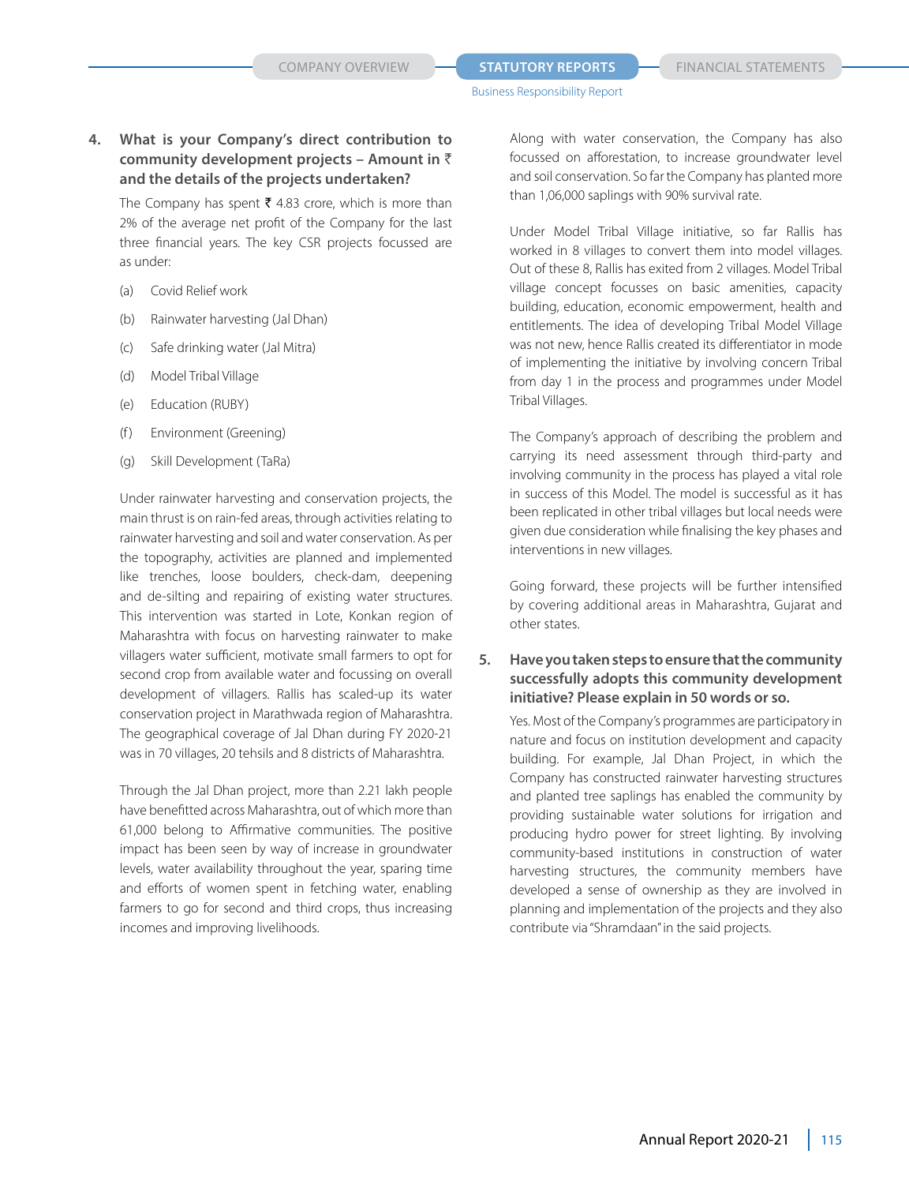**4. What is your Company's direct contribution to community development projects – Amount in ₹ and the details of the projects undertaken?**

The Company has spent ₹ 4.83 crore, which is more than 2% of the average net profit of the Company for the last three financial years. The key CSR projects focussed are as under:

(a) Covid Relief work

(b) Rainwater harvesting (Jal Dhan)

(c) Safe drinking water (Jal Mitra)

(d) Model Tribal Village

(e) Education (RUBY)

(f) Environment (Greening)

(g) Skill Development (TaRa)

Under rainwater harvesting and conservation projects, the main thrust is on rain-fed areas, through activities relating to rainwater harvesting and soil and water conservation. As per the topography, activities are planned and implemented like trenches, loose boulders, check-dam, deepening and de-silting and repairing of existing water structures. This intervention was started in Lote, Konkan region of Maharashtra with focus on harvesting rainwater to make villagers water sufficient, motivate small farmers to opt for second crop from available water and focussing on overall development of villagers. Rallis has scaled-up its water conservation project in Marathwada region of Maharashtra. The geographical coverage of Jal Dhan during FY 2020-21 was in 70 villages, 20 tehsils and 8 districts of Maharashtra.

Through the Jal Dhan project, more than 2.21 lakh people have benefitted across Maharashtra, out of which more than 61,000 belong to Affirmative communities. The positive impact has been seen by way of increase in groundwater levels, water availability throughout the year, sparing time and efforts of women spent in fetching water, enabling farmers to go for second and third crops, thus increasing incomes and improving livelihoods.

Along with water conservation, the Company has also focussed on afforestation, to increase groundwater level and soil conservation. So far the Company has planted more than 1,06,000 saplings with 90% survival rate.

Under Model Tribal Village initiative, so far Rallis has worked in 8 villages to convert them into model villages. Out of these 8, Rallis has exited from 2 villages. Model Tribal village concept focusses on basic amenities, capacity building, education, economic empowerment, health and entitlements. The idea of developing Tribal Model Village was not new, hence Rallis created its differentiator in mode of implementing the initiative by involving concern Tribal from day 1 in the process and programmes under Model Tribal Villages.

The Company's approach of describing the problem and carrying its need assessment through third-party and involving community in the process has played a vital role in success of this Model. The model is successful as it has been replicated in other tribal villages but local needs were given due consideration while finalising the key phases and interventions in new villages.

Going forward, these projects will be further intensified by covering additional areas in Maharashtra, Gujarat and other states.

**5. Have you taken steps to ensure that the community successfully adopts this community development initiative? Please explain in 50 words or so.**

Yes. Most of the Company's programmes are participatory in nature and focus on institution development and capacity building. For example, Jal Dhan Project, in which the Company has constructed rainwater harvesting structures and planted tree saplings has enabled the community by providing sustainable water solutions for irrigation and producing hydro power for street lighting. By involving community-based institutions in construction of water harvesting structures, the community members have developed a sense of ownership as they are involved in planning and implementation of the projects and they also contribute via "Shramdaan" in the said projects.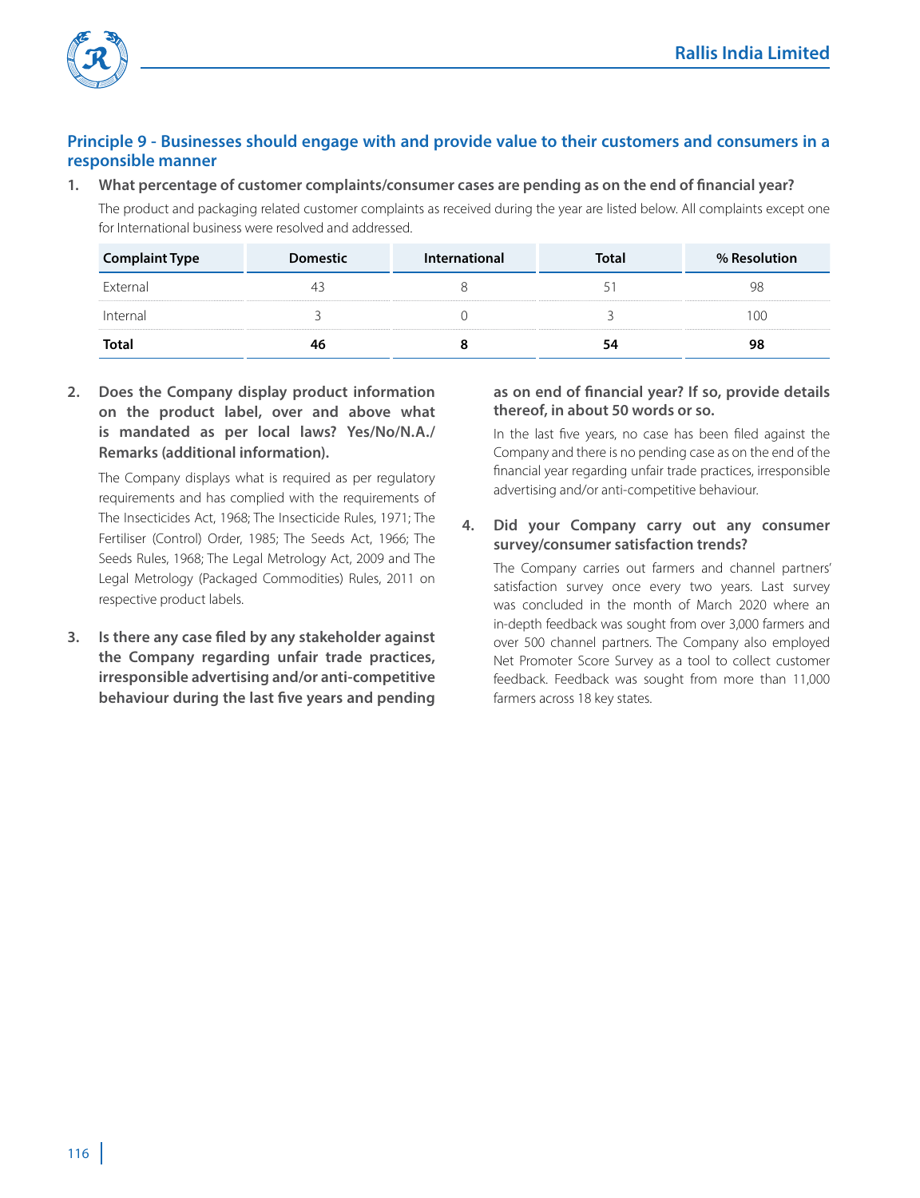## Principle 9 - Businesses should engage with and provide value to their customers and consumers in a responsible manner

1. **What percentage of customer complaints/consumer cases are pending as on the end of financial year?**

   The product and packaging related customer complaints as received during the year are listed below. All complaints except one for International business were resolved and addressed.

| Complaint Type | Domestic | International | Total | % Resolution |
|---|---|---|---|---|
| External | 43 | 8 | 51 | 98 |
| Internal | 3 | 0 | 3 | 100 |
| **Total** | **46** | **8** | **54** | **98** |

2. **Does the Company display product information on the product label, over and above what is mandated as per local laws? Yes/No/N.A./ Remarks (additional information).**

   The Company displays what is required as per regulatory requirements and has complied with the requirements of The Insecticides Act, 1968; The Insecticide Rules, 1971; The Fertiliser (Control) Order, 1985; The Seeds Act, 1966; The Seeds Rules, 1968; The Legal Metrology Act, 2009 and The Legal Metrology (Packaged Commodities) Rules, 2011 on respective product labels.

3. **Is there any case filed by any stakeholder against the Company regarding unfair trade practices, irresponsible advertising and/or anti-competitive behaviour during the last five years and pending as on end of financial year? If so, provide details thereof, in about 50 words or so.**

   In the last five years, no case has been filed against the Company and there is no pending case as on the end of the financial year regarding unfair trade practices, irresponsible advertising and/or anti-competitive behaviour.

4. **Did your Company carry out any consumer survey/consumer satisfaction trends?**

   The Company carries out farmers and channel partners' satisfaction survey once every two years. Last survey was concluded in the month of March 2020 where an in-depth feedback was sought from over 3,000 farmers and over 500 channel partners. The Company also employed Net Promoter Score Survey as a tool to collect customer feedback. Feedback was sought from more than 11,000 farmers across 18 key states.